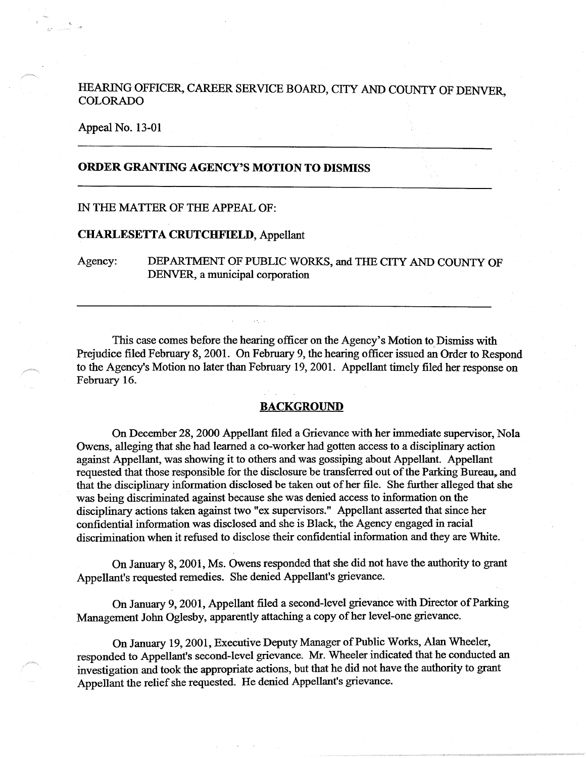HEARING OFFICER, CAREER SERVICE BOARD, CITY AND COUNTY OF DENVER, COLORADO

Appeal No. 13-01

---

**ORDER GRANTING AGENCY'S MOTION TO DISMISS**

---

IN THE MATTER OF THE APPEAL OF:

**CHARLESETTA CRUTCHFIELD**, Appellant

Agency: DEPARTMENT OF PUBLIC WORKS, and THE CITY AND COUNTY OF DENVER, a municipal corporation

---

This case comes before the hearing officer on the Agency's Motion to Dismiss with Prejudice filed February 8, 2001. On February 9, the hearing officer issued an Order to Respond to the Agency's Motion no later than February 19, 2001. Appellant timely filed her response on February 16.

## BACKGROUND

On December 28, 2000 Appellant filed a Grievance with her immediate supervisor, Nola Owens, alleging that she had learned a co-worker had gotten access to a disciplinary action against Appellant, was showing it to others and was gossiping about Appellant. Appellant requested that those responsible for the disclosure be transferred out of the Parking Bureau, and that the disciplinary information disclosed be taken out of her file. She further alleged that she was being discriminated against because she was denied access to information on the disciplinary actions taken against two "ex supervisors." Appellant asserted that since her confidential information was disclosed and she is Black, the Agency engaged in racial discrimination when it refused to disclose their confidential information and they are White.

On January 8, 2001, Ms. Owens responded that she did not have the authority to grant Appellant's requested remedies. She denied Appellant's grievance.

On January 9, 2001, Appellant filed a second-level grievance with Director of Parking Management John Oglesby, apparently attaching a copy of her level-one grievance.

On January 19, 2001, Executive Deputy Manager of Public Works, Alan Wheeler, responded to Appellant's second-level grievance. Mr. Wheeler indicated that he conducted an investigation and took the appropriate actions, but that he did not have the authority to grant Appellant the relief she requested. He denied Appellant's grievance.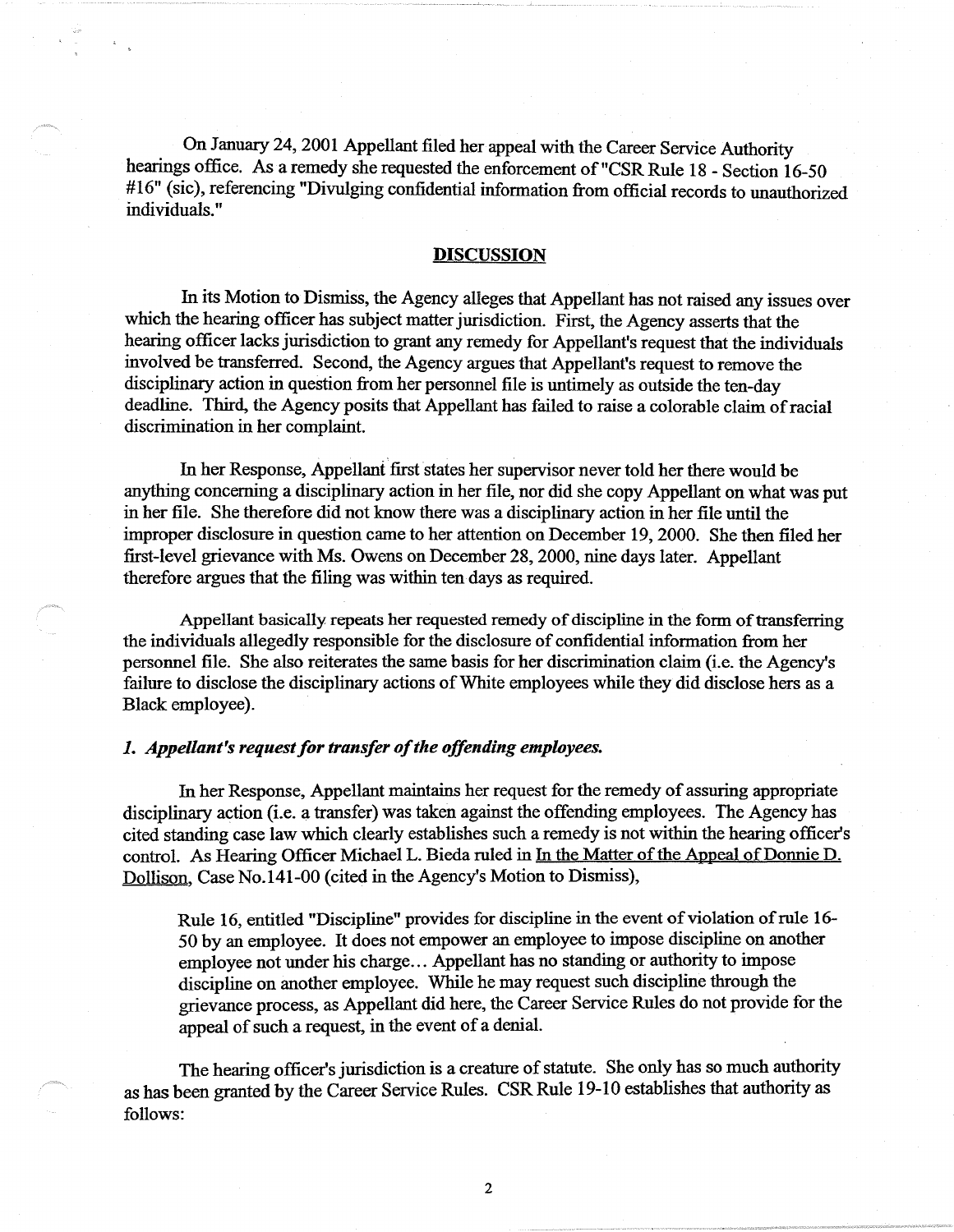On January 24, 2001 Appellant filed her appeal with the Career Service Authority hearings office. As a remedy she requested the enforcement of "CSR Rule 18 - Section 16-50 #16" (sic), referencing "Divulging confidential information from official records to unauthorized individuals."

## DISCUSSION

In its Motion to Dismiss, the Agency alleges that Appellant has not raised any issues over which the hearing officer has subject matter jurisdiction. First, the Agency asserts that the hearing officer lacks jurisdiction to grant any remedy for Appellant's request that the individuals involved be transferred. Second, the Agency argues that Appellant's request to remove the disciplinary action in question from her personnel file is untimely as outside the ten-day deadline. Third, the Agency posits that Appellant has failed to raise a colorable claim of racial discrimination in her complaint.

In her Response, Appellant first states her supervisor never told her there would be anything concerning a disciplinary action in her file, nor did she copy Appellant on what was put in her file. She therefore did not know there was a disciplinary action in her file until the improper disclosure in question came to her attention on December 19, 2000. She then filed her first-level grievance with Ms. Owens on December 28, 2000, nine days later. Appellant therefore argues that the filing was within ten days as required.

Appellant basically repeats her requested remedy of discipline in the form of transferring the individuals allegedly responsible for the disclosure of confidential information from her personnel file. She also reiterates the same basis for her discrimination claim (i.e. the Agency's failure to disclose the disciplinary actions of White employees while they did disclose hers as a Black employee).

### *1. Appellant's request for transfer of the offending employees.*

In her Response, Appellant maintains her request for the remedy of assuring appropriate disciplinary action (i.e. a transfer) was taken against the offending employees. The Agency has cited standing case law which clearly establishes such a remedy is not within the hearing officer's control. As Hearing Officer Michael L. Bieda ruled in In the Matter of the Appeal of Donnie D. Dollison, Case No.141-00 (cited in the Agency's Motion to Dismiss),

> Rule 16, entitled "Discipline" provides for discipline in the event of violation of rule 16-50 by an employee. It does not empower an employee to impose discipline on another employee not under his charge... Appellant has no standing or authority to impose discipline on another employee. While he may request such discipline through the grievance process, as Appellant did here, the Career Service Rules do not provide for the appeal of such a request, in the event of a denial.

The hearing officer's jurisdiction is a creature of statute. She only has so much authority as has been granted by the Career Service Rules. CSR Rule 19-10 establishes that authority as follows: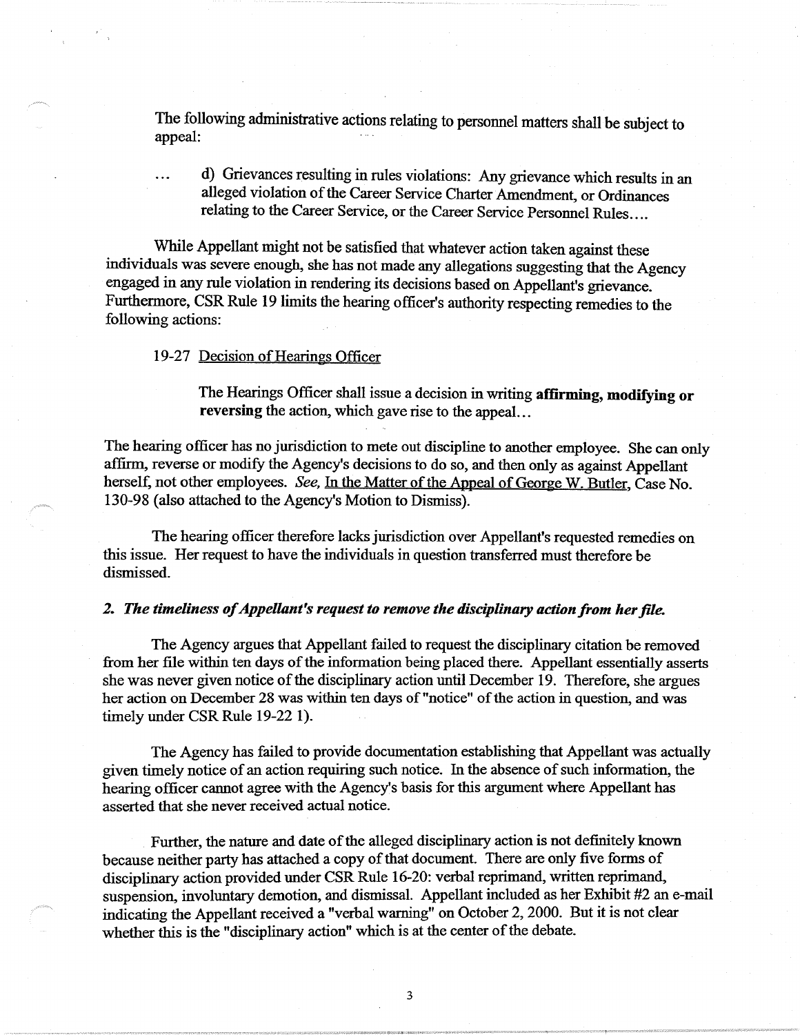The following administrative actions relating to personnel matters shall be subject to appeal:

> ... d) Grievances resulting in rules violations: Any grievance which results in an alleged violation of the Career Service Charter Amendment, or Ordinances relating to the Career Service, or the Career Service Personnel Rules....

While Appellant might not be satisfied that whatever action taken against these individuals was severe enough, she has not made any allegations suggesting that the Agency engaged in any rule violation in rendering its decisions based on Appellant's grievance. Furthermore, CSR Rule 19 limits the hearing officer's authority respecting remedies to the following actions:

> 19-27 Decision of Hearings Officer
>
> The Hearings Officer shall issue a decision in writing **affirming, modifying or reversing** the action, which gave rise to the appeal...

The hearing officer has no jurisdiction to mete out discipline to another employee. She can only affirm, reverse or modify the Agency's decisions to do so, and then only as against Appellant herself, not other employees. *See,* In the Matter of the Appeal of George W. Butler, Case No. 130-98 (also attached to the Agency's Motion to Dismiss).

The hearing officer therefore lacks jurisdiction over Appellant's requested remedies on this issue. Her request to have the individuals in question transferred must therefore be dismissed.

### *2. The timeliness of Appellant's request to remove the disciplinary action from her file.*

The Agency argues that Appellant failed to request the disciplinary citation be removed from her file within ten days of the information being placed there. Appellant essentially asserts she was never given notice of the disciplinary action until December 19. Therefore, she argues her action on December 28 was within ten days of "notice" of the action in question, and was timely under CSR Rule 19-22 1).

The Agency has failed to provide documentation establishing that Appellant was actually given timely notice of an action requiring such notice. In the absence of such information, the hearing officer cannot agree with the Agency's basis for this argument where Appellant has asserted that she never received actual notice.

Further, the nature and date of the alleged disciplinary action is not definitely known because neither party has attached a copy of that document. There are only five forms of disciplinary action provided under CSR Rule 16-20: verbal reprimand, written reprimand, suspension, involuntary demotion, and dismissal. Appellant included as her Exhibit #2 an e-mail indicating the Appellant received a "verbal warning" on October 2, 2000. But it is not clear whether this is the "disciplinary action" which is at the center of the debate.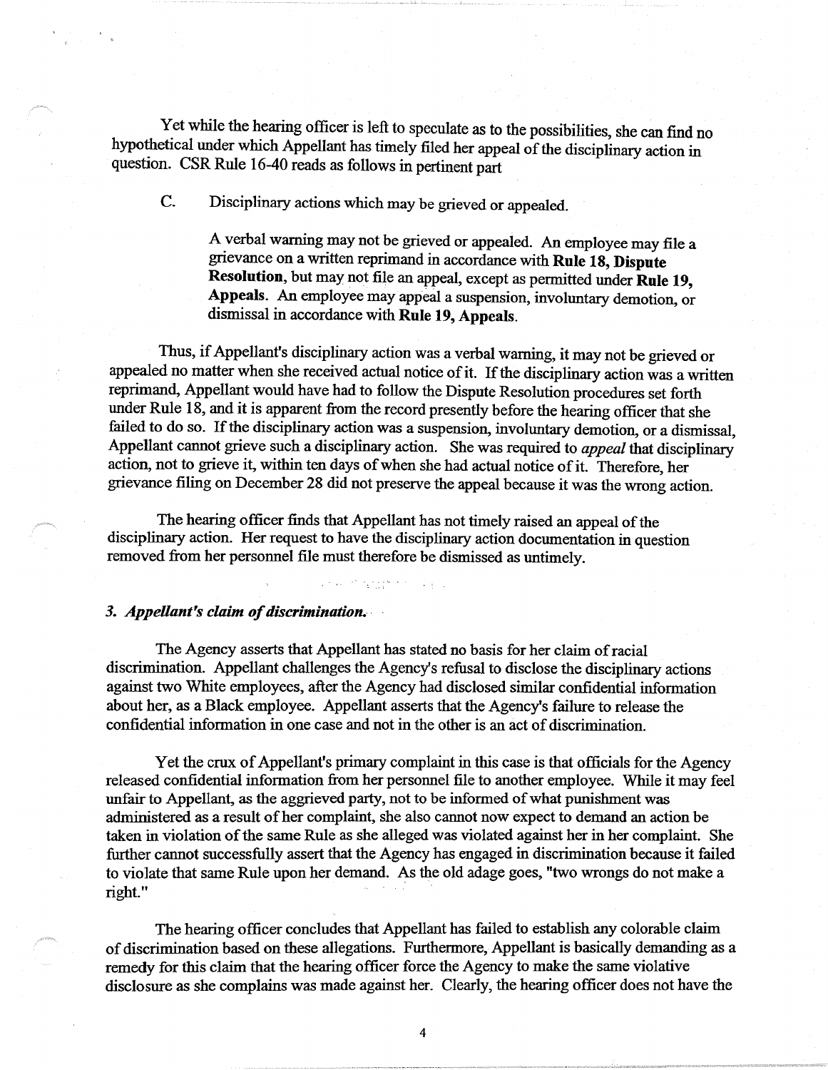Yet while the hearing officer is left to speculate as to the possibilities, she can find no hypothetical under which Appellant has timely filed her appeal of the disciplinary action in question. CSR Rule 16-40 reads as follows in pertinent part

> C. Disciplinary actions which may be grieved or appealed.
>
> A verbal warning may not be grieved or appealed. An employee may file a grievance on a written reprimand in accordance with **Rule 18, Dispute Resolution**, but may not file an appeal, except as permitted under **Rule 19, Appeals**. An employee may appeal a suspension, involuntary demotion, or dismissal in accordance with **Rule 19, Appeals**.

Thus, if Appellant's disciplinary action was a verbal warning, it may not be grieved or appealed no matter when she received actual notice of it. If the disciplinary action was a written reprimand, Appellant would have had to follow the Dispute Resolution procedures set forth under Rule 18, and it is apparent from the record presently before the hearing officer that she failed to do so. If the disciplinary action was a suspension, involuntary demotion, or a dismissal, Appellant cannot grieve such a disciplinary action. She was required to *appeal* that disciplinary action, not to grieve it, within ten days of when she had actual notice of it. Therefore, her grievance filing on December 28 did not preserve the appeal because it was the wrong action.

The hearing officer finds that Appellant has not timely raised an appeal of the disciplinary action. Her request to have the disciplinary action documentation in question removed from her personnel file must therefore be dismissed as untimely.

### *3. Appellant's claim of discrimination.*

The Agency asserts that Appellant has stated no basis for her claim of racial discrimination. Appellant challenges the Agency's refusal to disclose the disciplinary actions against two White employees, after the Agency had disclosed similar confidential information about her, as a Black employee. Appellant asserts that the Agency's failure to release the confidential information in one case and not in the other is an act of discrimination.

Yet the crux of Appellant's primary complaint in this case is that officials for the Agency released confidential information from her personnel file to another employee. While it may feel unfair to Appellant, as the aggrieved party, not to be informed of what punishment was administered as a result of her complaint, she also cannot now expect to demand an action be taken in violation of the same Rule as she alleged was violated against her in her complaint. She further cannot successfully assert that the Agency has engaged in discrimination because it failed to violate that same Rule upon her demand. As the old adage goes, "two wrongs do not make a right."

The hearing officer concludes that Appellant has failed to establish any colorable claim of discrimination based on these allegations. Furthermore, Appellant is basically demanding as a remedy for this claim that the hearing officer force the Agency to make the same violative disclosure as she complains was made against her. Clearly, the hearing officer does not have the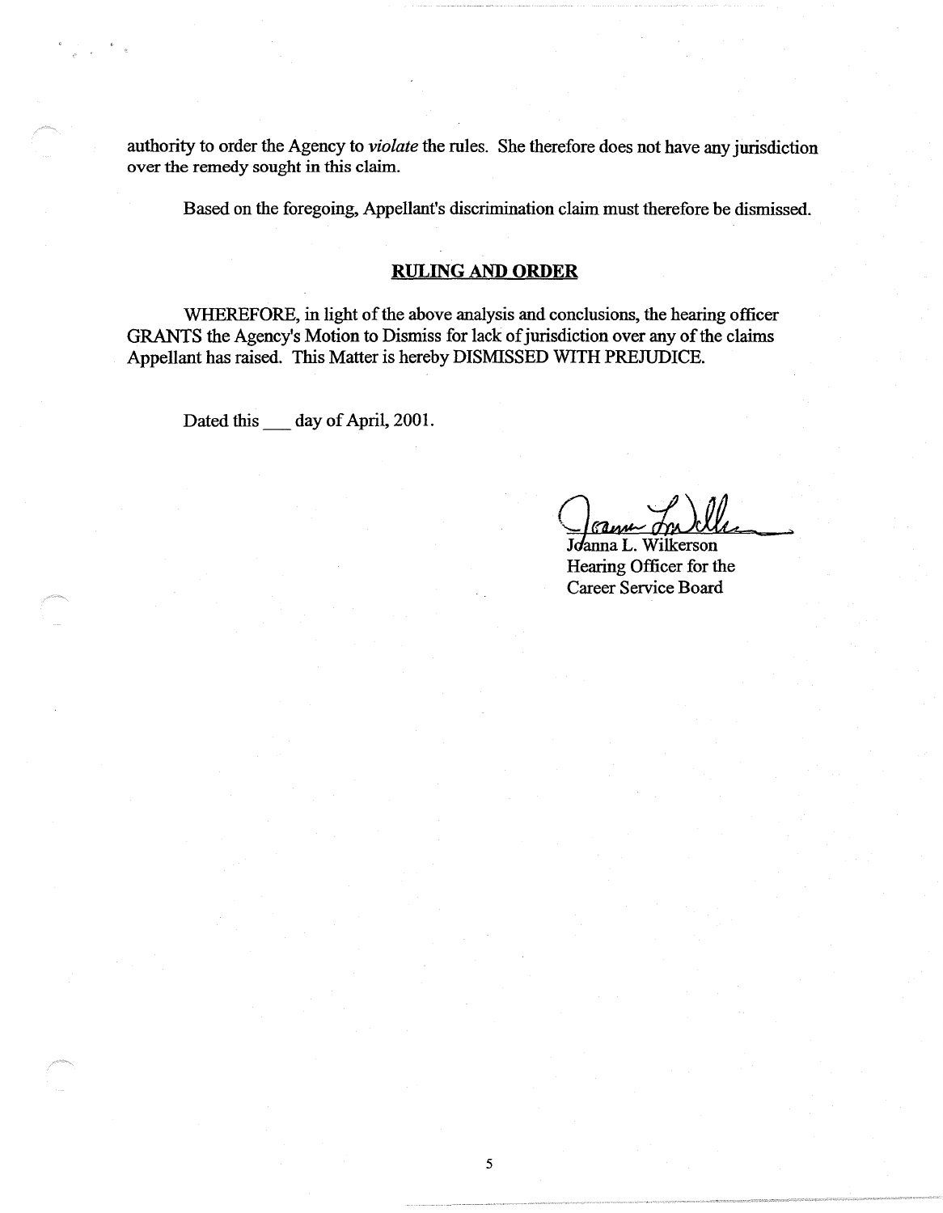authority to order the Agency to *violate* the rules. She therefore does not have any jurisdiction over the remedy sought in this claim.

Based on the foregoing, Appellant's discrimination claim must therefore be dismissed.

## RULING AND ORDER

WHEREFORE, in light of the above analysis and conclusions, the hearing officer GRANTS the Agency's Motion to Dismiss for lack of jurisdiction over any of the claims Appellant has raised. This Matter is hereby DISMISSED WITH PREJUDICE.

Dated this ___ day of April, 2001.

Joanna L. Wilkerson
Hearing Officer for the
Career Service Board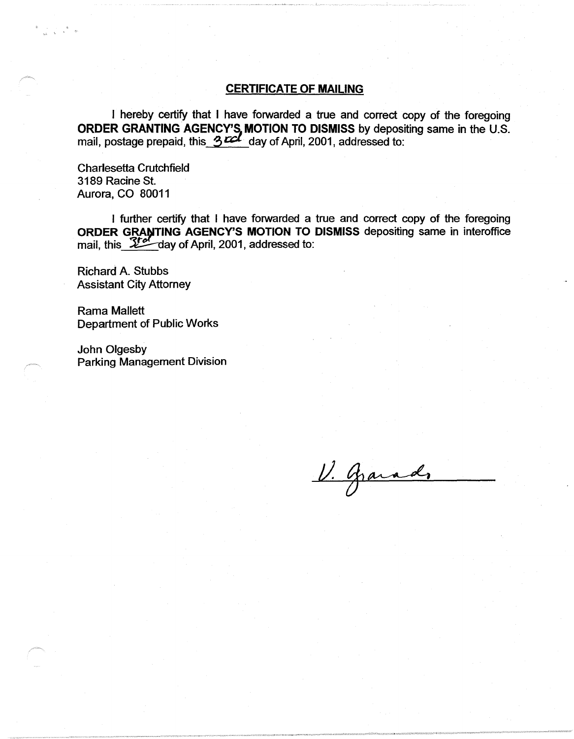## CERTIFICATE OF MAILING

I hereby certify that I have forwarded a true and correct copy of the foregoing **ORDER GRANTING AGENCY'S MOTION TO DISMISS** by depositing same in the U.S. mail, postage prepaid, this 3rd day of April, 2001, addressed to:

Charlesetta Crutchfield
3189 Racine St.
Aurora, CO 80011

I further certify that I have forwarded a true and correct copy of the foregoing **ORDER GRANTING AGENCY'S MOTION TO DISMISS** depositing same in interoffice mail, this 3rd day of April, 2001, addressed to:

Richard A. Stubbs
Assistant City Attorney

Rama Mallett
Department of Public Works

John Olgesby
Parking Management Division

V. Granado